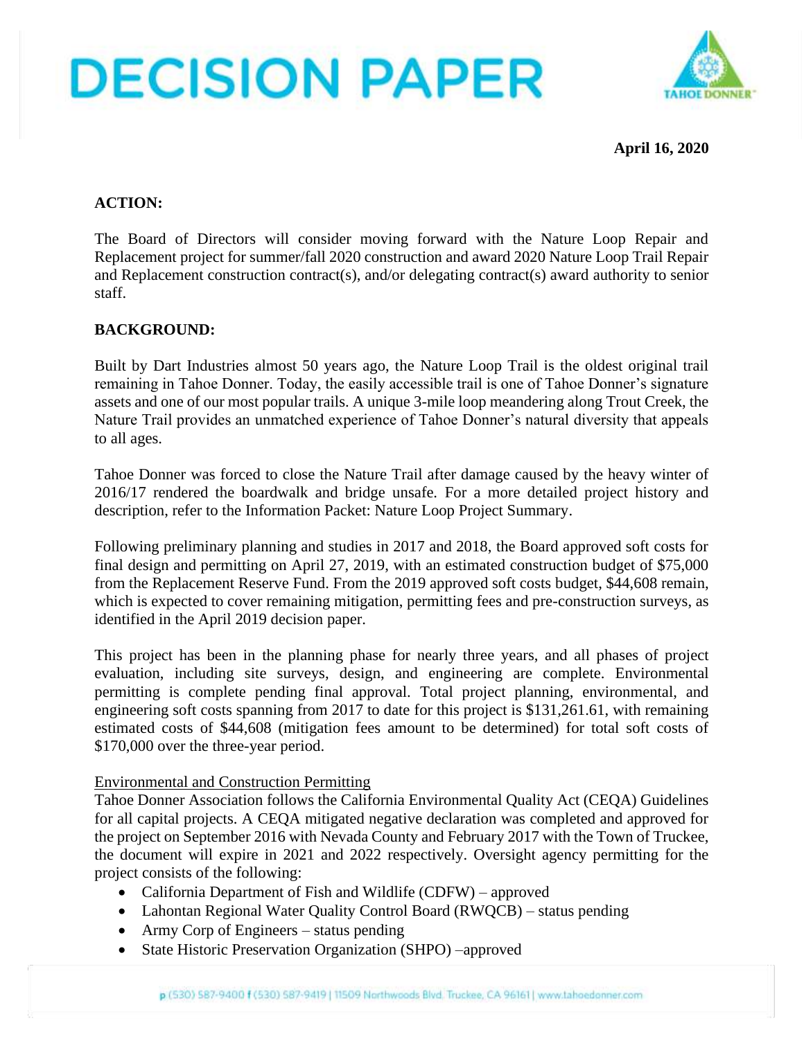# DECISION PAPER

**April 16, 2020**

## ACTION:

The Board of Directors will consider moving forward with the Nature Loop Repair and Replacement project for summer/fall 2020 construction and award 2020 Nature Loop Trail Repair and Replacement construction contract(s), and/or delegating contract(s) award authority to senior staff.

## BACKGROUND:

Built by Dart Industries almost 50 years ago, the Nature Loop Trail is the oldest original trail remaining in Tahoe Donner. Today, the easily accessible trail is one of Tahoe Donner's signature assets and one of our most popular trails. A unique 3-mile loop meandering along Trout Creek, the Nature Trail provides an unmatched experience of Tahoe Donner's natural diversity that appeals to all ages.

Tahoe Donner was forced to close the Nature Trail after damage caused by the heavy winter of 2016/17 rendered the boardwalk and bridge unsafe. For a more detailed project history and description, refer to the Information Packet: Nature Loop Project Summary.

Following preliminary planning and studies in 2017 and 2018, the Board approved soft costs for final design and permitting on April 27, 2019, with an estimated construction budget of $75,000 from the Replacement Reserve Fund. From the 2019 approved soft costs budget, $44,608 remain, which is expected to cover remaining mitigation, permitting fees and pre-construction surveys, as identified in the April 2019 decision paper.

This project has been in the planning phase for nearly three years, and all phases of project evaluation, including site surveys, design, and engineering are complete. Environmental permitting is complete pending final approval. Total project planning, environmental, and engineering soft costs spanning from 2017 to date for this project is $131,261.61, with remaining estimated costs of $44,608 (mitigation fees amount to be determined) for total soft costs of $170,000 over the three-year period.

Environmental and Construction Permitting

Tahoe Donner Association follows the California Environmental Quality Act (CEQA) Guidelines for all capital projects. A CEQA mitigated negative declaration was completed and approved for the project on September 2016 with Nevada County and February 2017 with the Town of Truckee, the document will expire in 2021 and 2022 respectively. Oversight agency permitting for the project consists of the following:

- California Department of Fish and Wildlife (CDFW) – approved
- Lahontan Regional Water Quality Control Board (RWQCB) – status pending
- Army Corp of Engineers – status pending
- State Historic Preservation Organization (SHPO) –approved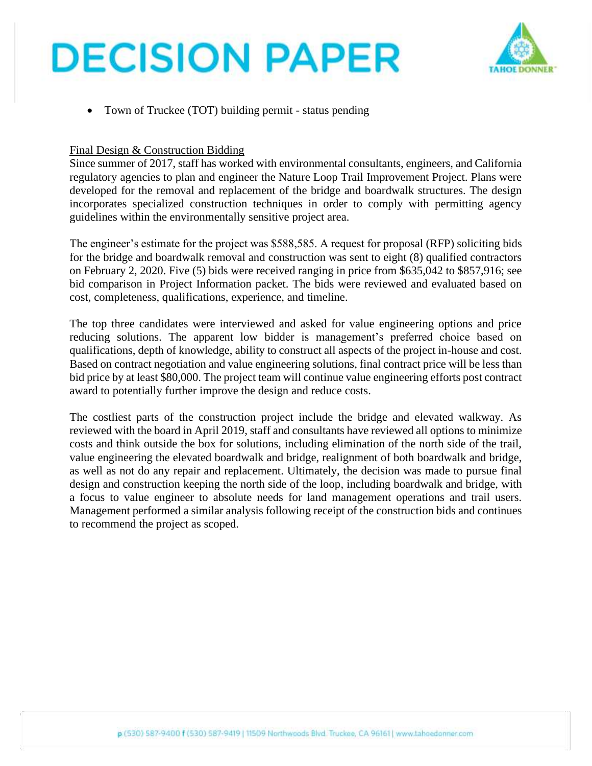- Town of Truckee (TOT) building permit - status pending

Final Design & Construction Bidding

Since summer of 2017, staff has worked with environmental consultants, engineers, and California regulatory agencies to plan and engineer the Nature Loop Trail Improvement Project. Plans were developed for the removal and replacement of the bridge and boardwalk structures. The design incorporates specialized construction techniques in order to comply with permitting agency guidelines within the environmentally sensitive project area.

The engineer's estimate for the project was $588,585. A request for proposal (RFP) soliciting bids for the bridge and boardwalk removal and construction was sent to eight (8) qualified contractors on February 2, 2020. Five (5) bids were received ranging in price from $635,042 to $857,916; see bid comparison in Project Information packet. The bids were reviewed and evaluated based on cost, completeness, qualifications, experience, and timeline.

The top three candidates were interviewed and asked for value engineering options and price reducing solutions. The apparent low bidder is management's preferred choice based on qualifications, depth of knowledge, ability to construct all aspects of the project in-house and cost. Based on contract negotiation and value engineering solutions, final contract price will be less than bid price by at least $80,000. The project team will continue value engineering efforts post contract award to potentially further improve the design and reduce costs.

The costliest parts of the construction project include the bridge and elevated walkway. As reviewed with the board in April 2019, staff and consultants have reviewed all options to minimize costs and think outside the box for solutions, including elimination of the north side of the trail, value engineering the elevated boardwalk and bridge, realignment of both boardwalk and bridge, as well as not do any repair and replacement. Ultimately, the decision was made to pursue final design and construction keeping the north side of the loop, including boardwalk and bridge, with a focus to value engineer to absolute needs for land management operations and trail users. Management performed a similar analysis following receipt of the construction bids and continues to recommend the project as scoped.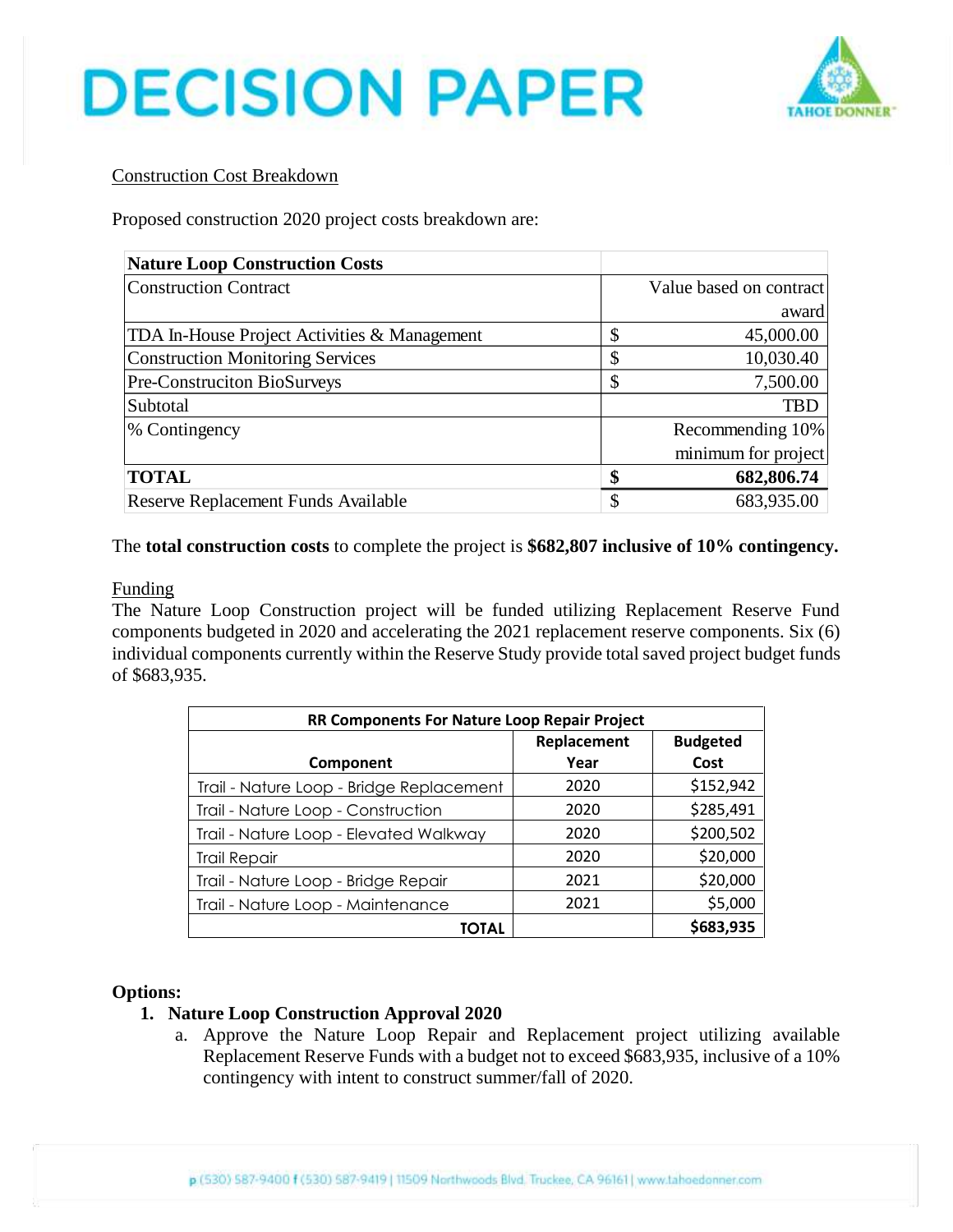# DECISION PAPER

Construction Cost Breakdown

Proposed construction 2020 project costs breakdown are:

| Nature Loop Construction Costs | |
|---|---|
| Construction Contract | Value based on contract award |
| TDA In-House Project Activities & Management | $ 45,000.00 |
| Construction Monitoring Services | $ 10,030.40 |
| Pre-Construciton BioSurveys | $ 7,500.00 |
| Subtotal | TBD |
| % Contingency | Recommending 10% minimum for project |
| **TOTAL** | **$ 682,806.74** |
| Reserve Replacement Funds Available | $ 683,935.00 |

The **total construction costs** to complete the project is **$682,807 inclusive of 10% contingency.**

Funding

The Nature Loop Construction project will be funded utilizing Replacement Reserve Fund components budgeted in 2020 and accelerating the 2021 replacement reserve components. Six (6) individual components currently within the Reserve Study provide total saved project budget funds of $683,935.

| RR Components For Nature Loop Repair Project | | |
|---|---|---|
| **Component** | **Replacement Year** | **Budgeted Cost** |
| Trail - Nature Loop - Bridge Replacement | 2020 | $152,942 |
| Trail - Nature Loop - Construction | 2020 | $285,491 |
| Trail - Nature Loop - Elevated Walkway | 2020 | $200,502 |
| Trail Repair | 2020 | $20,000 |
| Trail - Nature Loop - Bridge Repair | 2021 | $20,000 |
| Trail - Nature Loop - Maintenance | 2021 | $5,000 |
| **TOTAL** | | **$683,935** |

**Options:**

1. **Nature Loop Construction Approval 2020**
   a. Approve the Nature Loop Repair and Replacement project utilizing available Replacement Reserve Funds with a budget not to exceed $683,935, inclusive of a 10% contingency with intent to construct summer/fall of 2020.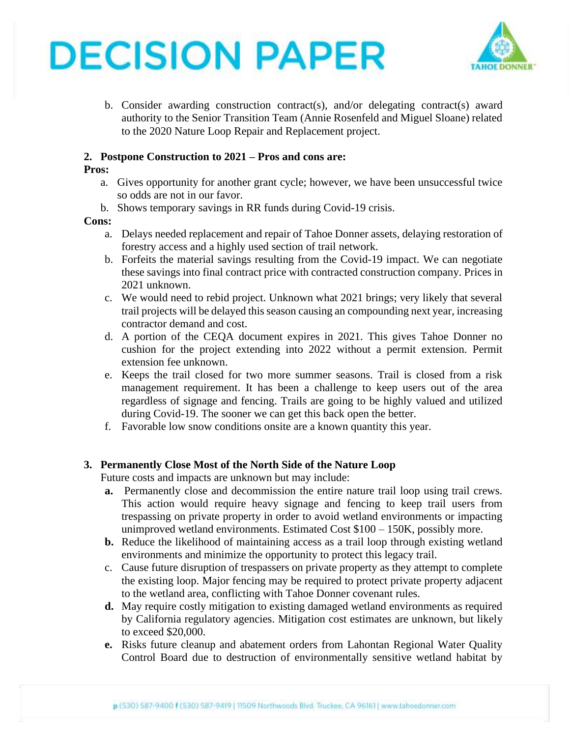b. Consider awarding construction contract(s), and/or delegating contract(s) award authority to the Senior Transition Team (Annie Rosenfeld and Miguel Sloane) related to the 2020 Nature Loop Repair and Replacement project.

**2. Postpone Construction to 2021 – Pros and cons are:**

**Pros:**

a. Gives opportunity for another grant cycle; however, we have been unsuccessful twice so odds are not in our favor.

b. Shows temporary savings in RR funds during Covid-19 crisis.

**Cons:**

a. Delays needed replacement and repair of Tahoe Donner assets, delaying restoration of forestry access and a highly used section of trail network.

b. Forfeits the material savings resulting from the Covid-19 impact. We can negotiate these savings into final contract price with contracted construction company. Prices in 2021 unknown.

c. We would need to rebid project. Unknown what 2021 brings; very likely that several trail projects will be delayed this season causing an compounding next year, increasing contractor demand and cost.

d. A portion of the CEQA document expires in 2021. This gives Tahoe Donner no cushion for the project extending into 2022 without a permit extension. Permit extension fee unknown.

e. Keeps the trail closed for two more summer seasons. Trail is closed from a risk management requirement. It has been a challenge to keep users out of the area regardless of signage and fencing. Trails are going to be highly valued and utilized during Covid-19. The sooner we can get this back open the better.

f. Favorable low snow conditions onsite are a known quantity this year.

**3. Permanently Close Most of the North Side of the Nature Loop**

Future costs and impacts are unknown but may include:

**a.** Permanently close and decommission the entire nature trail loop using trail crews. This action would require heavy signage and fencing to keep trail users from trespassing on private property in order to avoid wetland environments or impacting unimproved wetland environments. Estimated Cost $100 – 150K, possibly more.

**b.** Reduce the likelihood of maintaining access as a trail loop through existing wetland environments and minimize the opportunity to protect this legacy trail.

c. Cause future disruption of trespassers on private property as they attempt to complete the existing loop. Major fencing may be required to protect private property adjacent to the wetland area, conflicting with Tahoe Donner covenant rules.

**d.** May require costly mitigation to existing damaged wetland environments as required by California regulatory agencies. Mitigation cost estimates are unknown, but likely to exceed $20,000.

**e.** Risks future cleanup and abatement orders from Lahontan Regional Water Quality Control Board due to destruction of environmentally sensitive wetland habitat by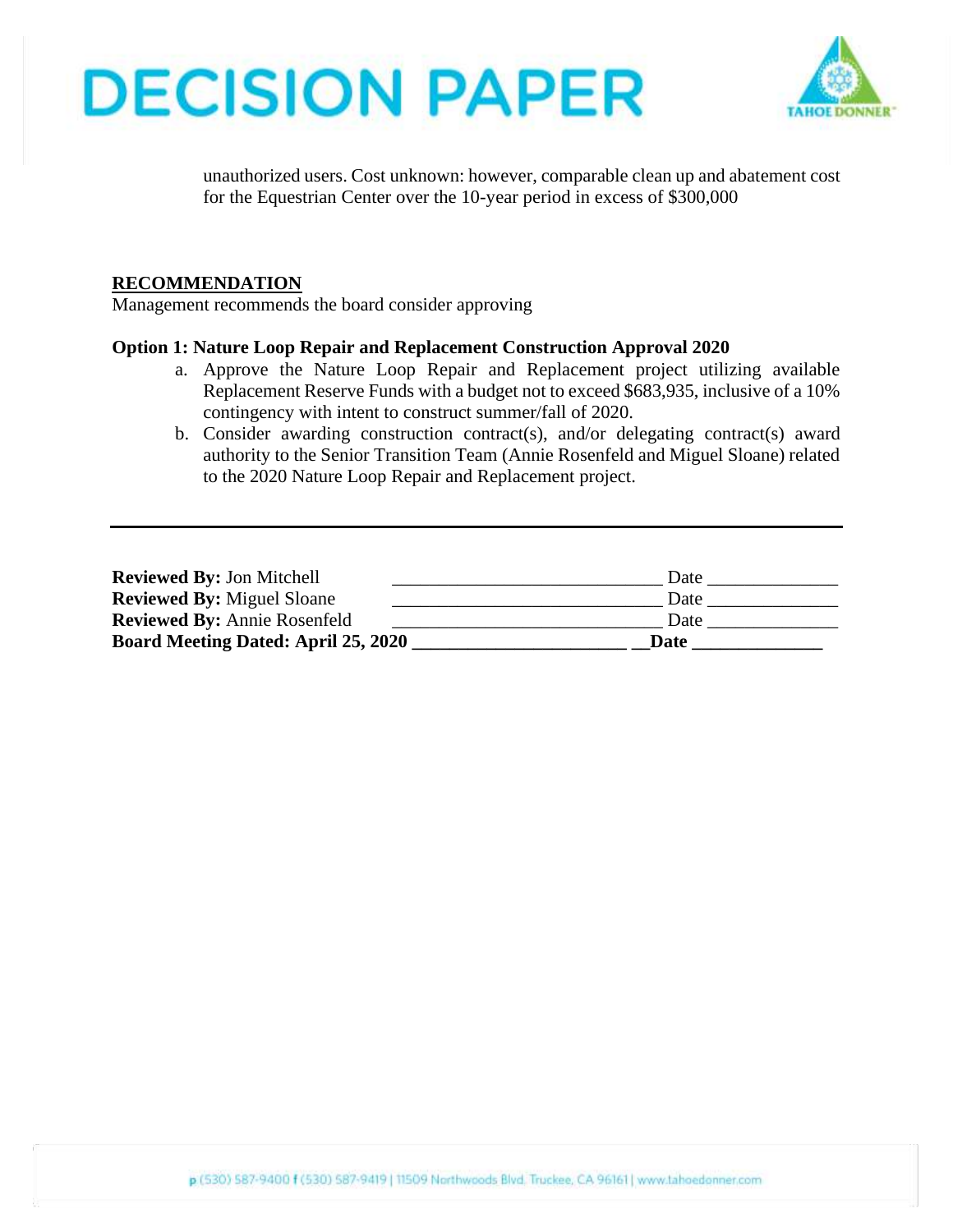unauthorized users. Cost unknown: however, comparable clean up and abatement cost for the Equestrian Center over the 10-year period in excess of $300,000

## RECOMMENDATION

Management recommends the board consider approving

**Option 1: Nature Loop Repair and Replacement Construction Approval 2020**

a. Approve the Nature Loop Repair and Replacement project utilizing available Replacement Reserve Funds with a budget not to exceed $683,935, inclusive of a 10% contingency with intent to construct summer/fall of 2020.

b. Consider awarding construction contract(s), and/or delegating contract(s) award authority to the Senior Transition Team (Annie Rosenfeld and Miguel Sloane) related to the 2020 Nature Loop Repair and Replacement project.

---

**Reviewed By:** Jon Mitchell ____________________________ Date ______________

**Reviewed By:** Miguel Sloane ____________________________ Date ______________

**Reviewed By:** Annie Rosenfeld ____________________________ Date ______________

**Board Meeting Dated: April 25, 2020 _______________________ __Date ______________**